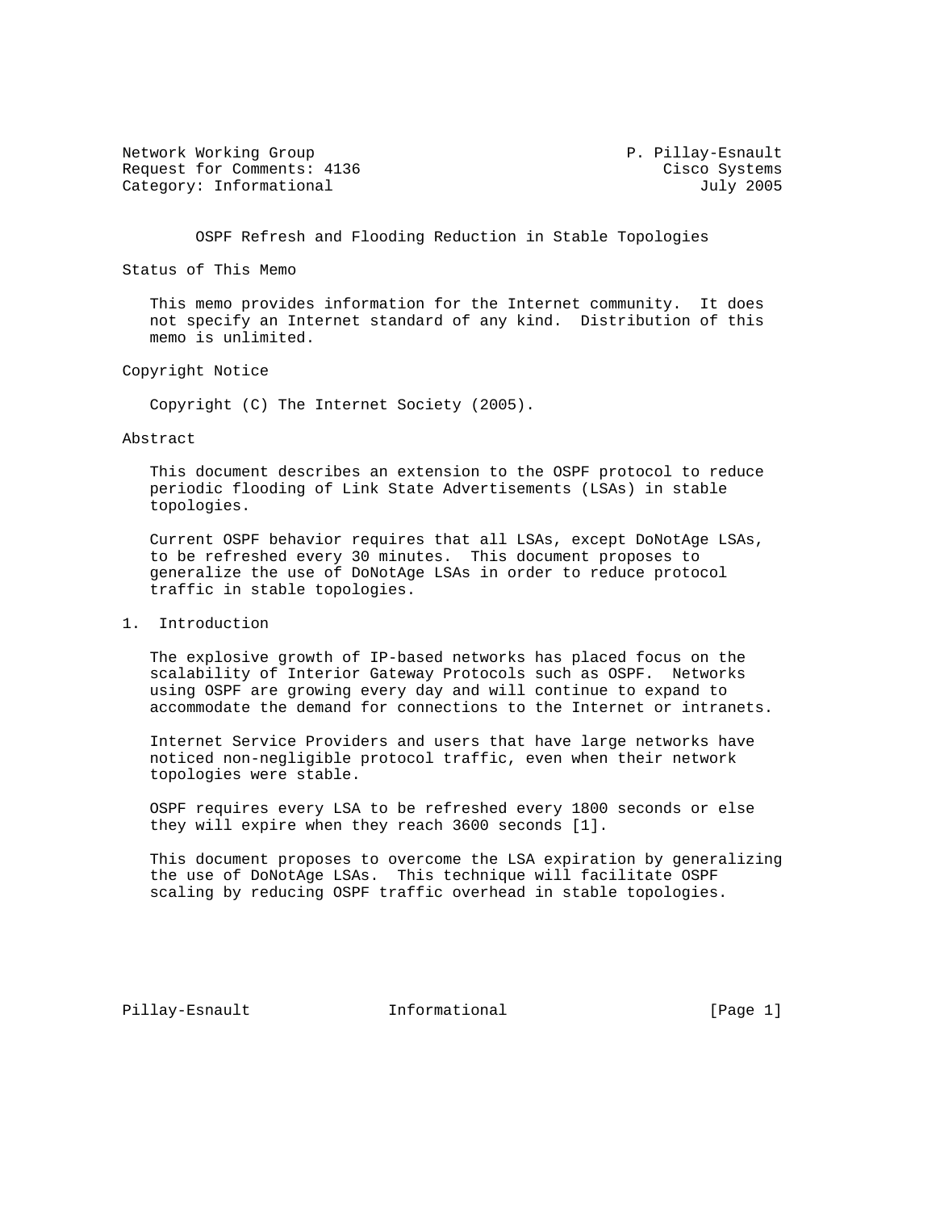Network Working Group P. Pillay-Esnault
Request for Comments: 4136 Cisco Systems
Category: Informational July 2005

# OSPF Refresh and Flooding Reduction in Stable Topologies

## Status of This Memo

This memo provides information for the Internet community. It does not specify an Internet standard of any kind. Distribution of this memo is unlimited.

## Copyright Notice

Copyright (C) The Internet Society (2005).

## Abstract

This document describes an extension to the OSPF protocol to reduce periodic flooding of Link State Advertisements (LSAs) in stable topologies.

Current OSPF behavior requires that all LSAs, except DoNotAge LSAs, to be refreshed every 30 minutes. This document proposes to generalize the use of DoNotAge LSAs in order to reduce protocol traffic in stable topologies.

## 1. Introduction

The explosive growth of IP-based networks has placed focus on the scalability of Interior Gateway Protocols such as OSPF. Networks using OSPF are growing every day and will continue to expand to accommodate the demand for connections to the Internet or intranets.

Internet Service Providers and users that have large networks have noticed non-negligible protocol traffic, even when their network topologies were stable.

OSPF requires every LSA to be refreshed every 1800 seconds or else they will expire when they reach 3600 seconds [1].

This document proposes to overcome the LSA expiration by generalizing the use of DoNotAge LSAs. This technique will facilitate OSPF scaling by reducing OSPF traffic overhead in stable topologies.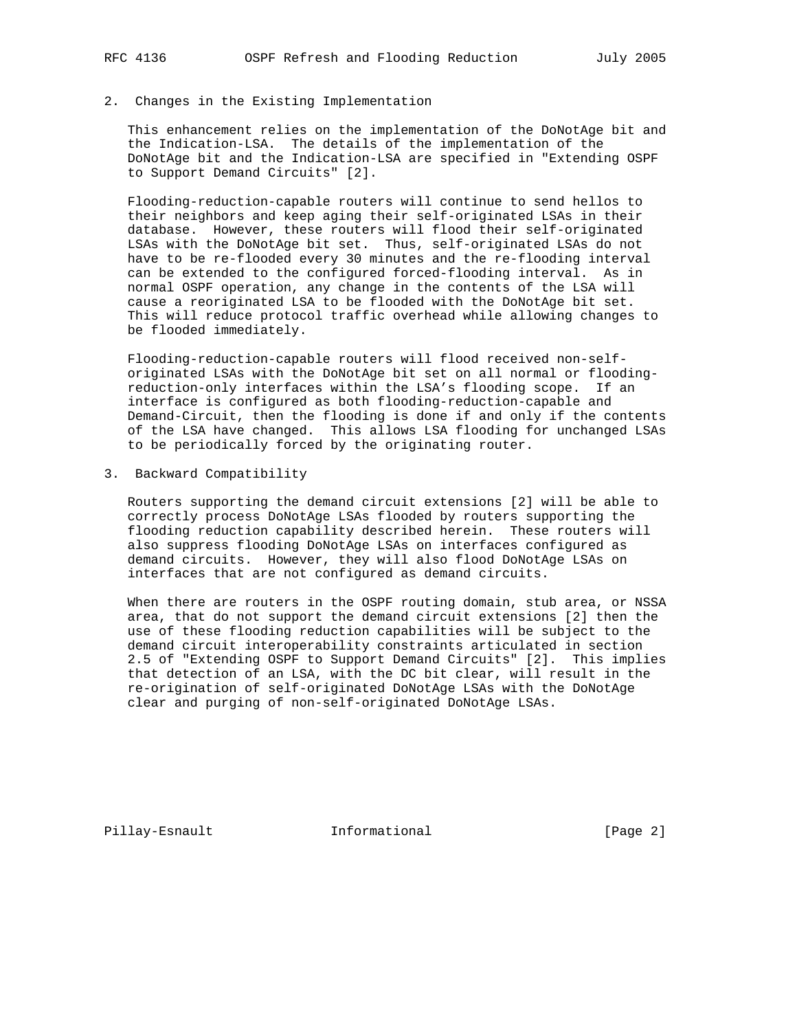## 2. Changes in the Existing Implementation

This enhancement relies on the implementation of the DoNotAge bit and the Indication-LSA. The details of the implementation of the DoNotAge bit and the Indication-LSA are specified in "Extending OSPF to Support Demand Circuits" [2].

Flooding-reduction-capable routers will continue to send hellos to their neighbors and keep aging their self-originated LSAs in their database. However, these routers will flood their self-originated LSAs with the DoNotAge bit set. Thus, self-originated LSAs do not have to be re-flooded every 30 minutes and the re-flooding interval can be extended to the configured forced-flooding interval. As in normal OSPF operation, any change in the contents of the LSA will cause a reoriginated LSA to be flooded with the DoNotAge bit set. This will reduce protocol traffic overhead while allowing changes to be flooded immediately.

Flooding-reduction-capable routers will flood received non-self-originated LSAs with the DoNotAge bit set on all normal or flooding-reduction-only interfaces within the LSA's flooding scope. If an interface is configured as both flooding-reduction-capable and Demand-Circuit, then the flooding is done if and only if the contents of the LSA have changed. This allows LSA flooding for unchanged LSAs to be periodically forced by the originating router.

## 3. Backward Compatibility

Routers supporting the demand circuit extensions [2] will be able to correctly process DoNotAge LSAs flooded by routers supporting the flooding reduction capability described herein. These routers will also suppress flooding DoNotAge LSAs on interfaces configured as demand circuits. However, they will also flood DoNotAge LSAs on interfaces that are not configured as demand circuits.

When there are routers in the OSPF routing domain, stub area, or NSSA area, that do not support the demand circuit extensions [2] then the use of these flooding reduction capabilities will be subject to the demand circuit interoperability constraints articulated in section 2.5 of "Extending OSPF to Support Demand Circuits" [2]. This implies that detection of an LSA, with the DC bit clear, will result in the re-origination of self-originated DoNotAge LSAs with the DoNotAge clear and purging of non-self-originated DoNotAge LSAs.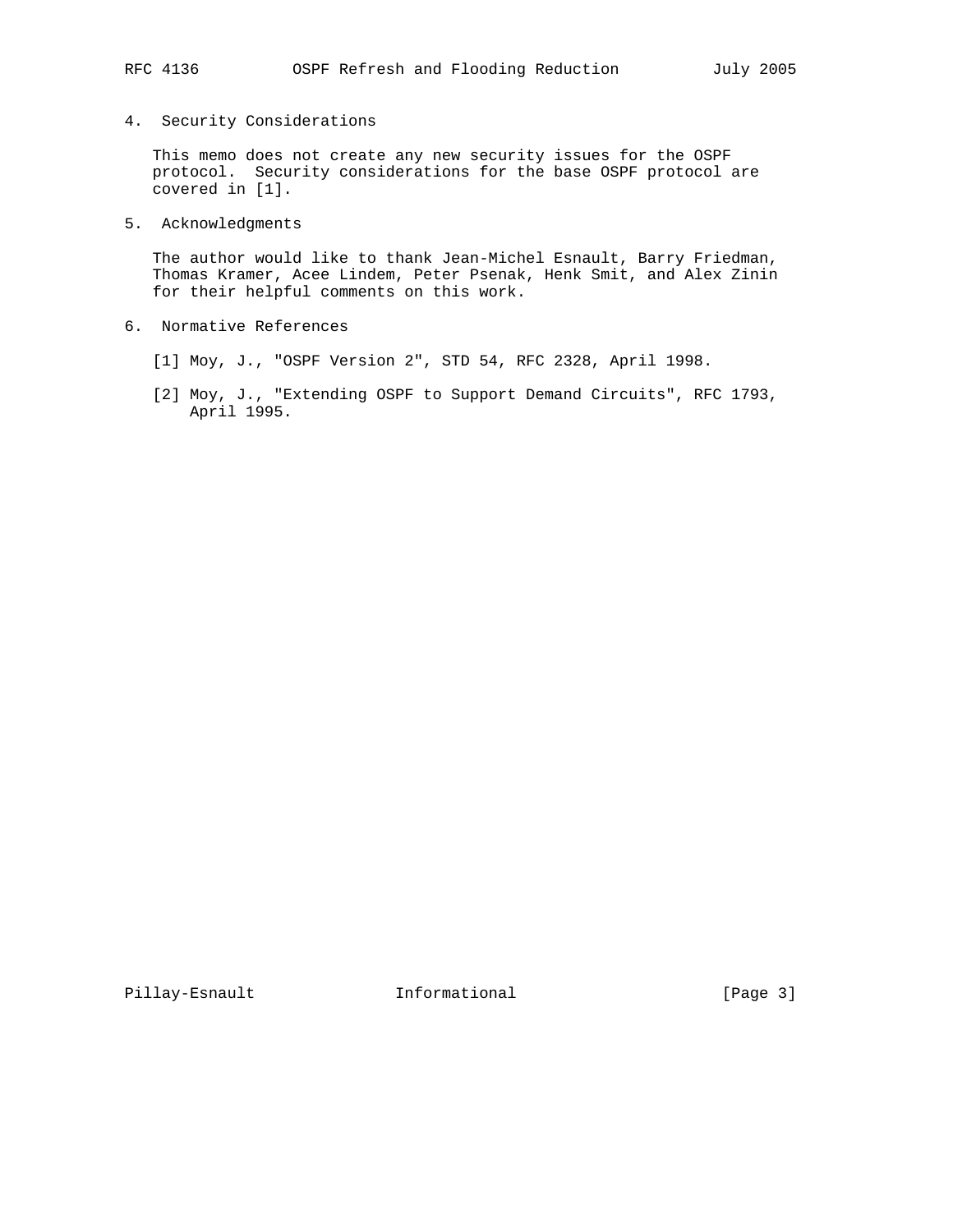## 4. Security Considerations

This memo does not create any new security issues for the OSPF protocol. Security considerations for the base OSPF protocol are covered in [1].

## 5. Acknowledgments

The author would like to thank Jean-Michel Esnault, Barry Friedman, Thomas Kramer, Acee Lindem, Peter Psenak, Henk Smit, and Alex Zinin for their helpful comments on this work.

## 6. Normative References

[1] Moy, J., "OSPF Version 2", STD 54, RFC 2328, April 1998.

[2] Moy, J., "Extending OSPF to Support Demand Circuits", RFC 1793, April 1995.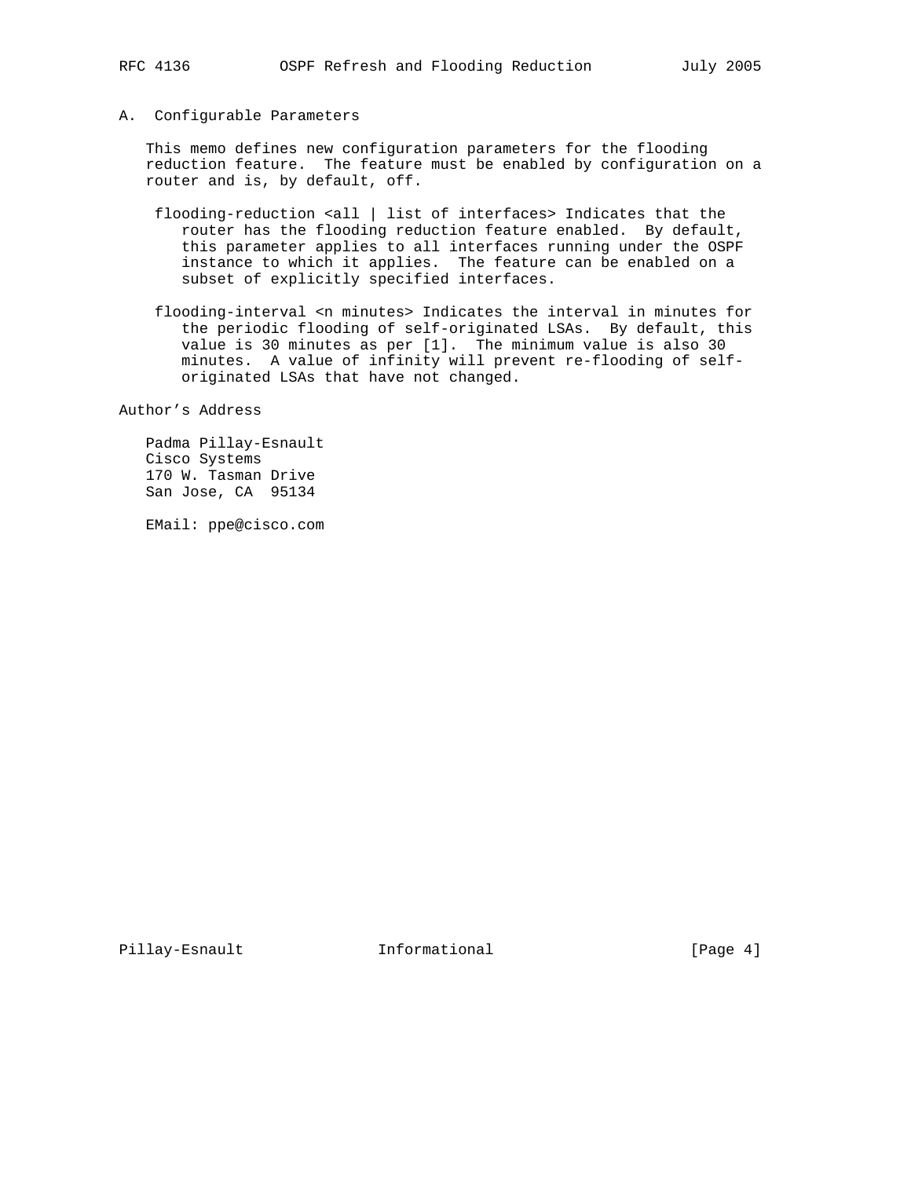## A. Configurable Parameters

This memo defines new configuration parameters for the flooding reduction feature. The feature must be enabled by configuration on a router and is, by default, off.

flooding-reduction <all | list of interfaces> Indicates that the router has the flooding reduction feature enabled. By default, this parameter applies to all interfaces running under the OSPF instance to which it applies. The feature can be enabled on a subset of explicitly specified interfaces.

flooding-interval <n minutes> Indicates the interval in minutes for the periodic flooding of self-originated LSAs. By default, this value is 30 minutes as per [1]. The minimum value is also 30 minutes. A value of infinity will prevent re-flooding of self-originated LSAs that have not changed.

## Author's Address

Padma Pillay-Esnault
Cisco Systems
170 W. Tasman Drive
San Jose, CA 95134

EMail: ppe@cisco.com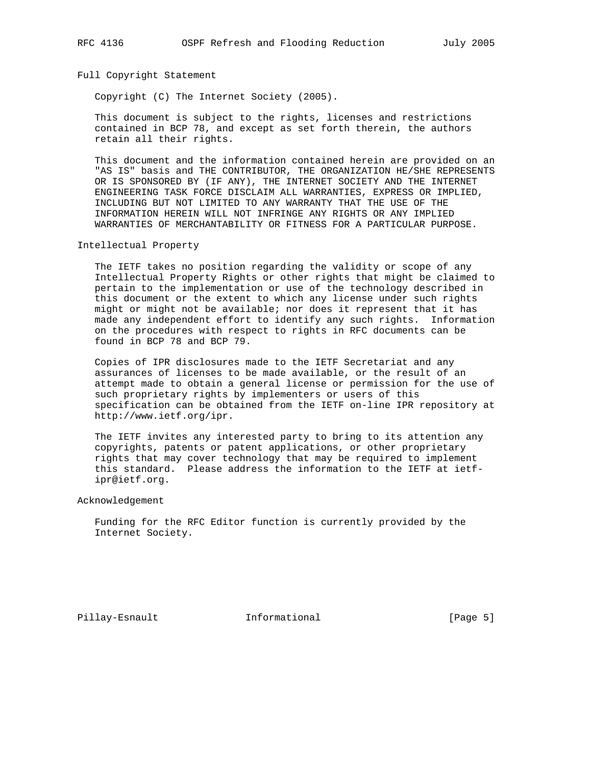## Full Copyright Statement

Copyright (C) The Internet Society (2005).

This document is subject to the rights, licenses and restrictions contained in BCP 78, and except as set forth therein, the authors retain all their rights.

This document and the information contained herein are provided on an "AS IS" basis and THE CONTRIBUTOR, THE ORGANIZATION HE/SHE REPRESENTS OR IS SPONSORED BY (IF ANY), THE INTERNET SOCIETY AND THE INTERNET ENGINEERING TASK FORCE DISCLAIM ALL WARRANTIES, EXPRESS OR IMPLIED, INCLUDING BUT NOT LIMITED TO ANY WARRANTY THAT THE USE OF THE INFORMATION HEREIN WILL NOT INFRINGE ANY RIGHTS OR ANY IMPLIED WARRANTIES OF MERCHANTABILITY OR FITNESS FOR A PARTICULAR PURPOSE.

## Intellectual Property

The IETF takes no position regarding the validity or scope of any Intellectual Property Rights or other rights that might be claimed to pertain to the implementation or use of the technology described in this document or the extent to which any license under such rights might or might not be available; nor does it represent that it has made any independent effort to identify any such rights. Information on the procedures with respect to rights in RFC documents can be found in BCP 78 and BCP 79.

Copies of IPR disclosures made to the IETF Secretariat and any assurances of licenses to be made available, or the result of an attempt made to obtain a general license or permission for the use of such proprietary rights by implementers or users of this specification can be obtained from the IETF on-line IPR repository at http://www.ietf.org/ipr.

The IETF invites any interested party to bring to its attention any copyrights, patents or patent applications, or other proprietary rights that may cover technology that may be required to implement this standard. Please address the information to the IETF at ietf-ipr@ietf.org.

## Acknowledgement

Funding for the RFC Editor function is currently provided by the Internet Society.